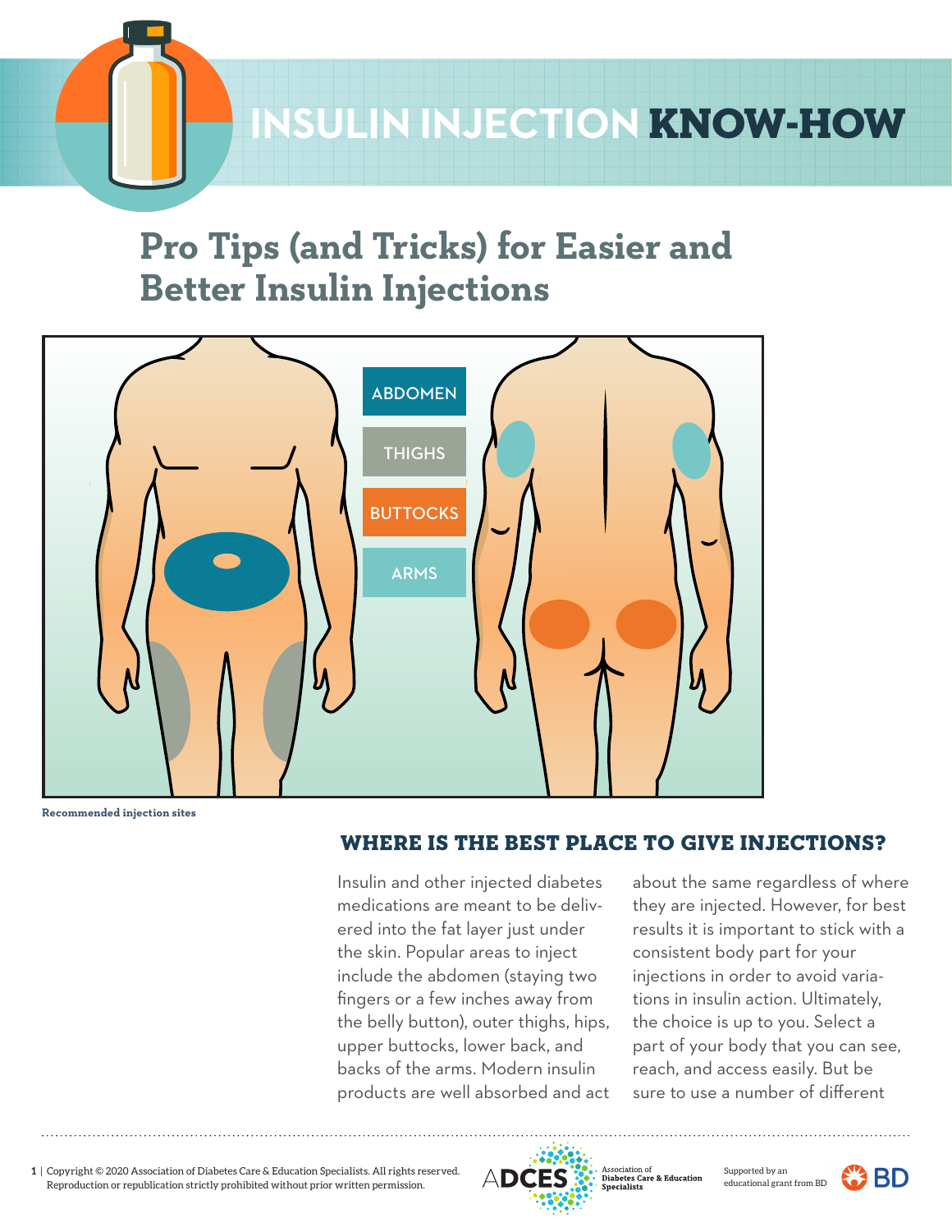# INSULIN INJECTION KNOW-HOW

## Pro Tips (and Tricks) for Easier and Better Insulin Injections

ABDOMEN

THIGHS

BUTTOCKS

ARMS

**Recommended injection sites**

### WHERE IS THE BEST PLACE TO GIVE INJECTIONS?

Insulin and other injected diabetes medications are meant to be delivered into the fat layer just under the skin. Popular areas to inject include the abdomen (staying two fingers or a few inches away from the belly button), outer thighs, hips, upper buttocks, lower back, and backs of the arms. Modern insulin products are well absorbed and act about the same regardless of where they are injected. However, for best results it is important to stick with a consistent body part for your injections in order to avoid variations in insulin action. Ultimately, the choice is up to you. Select a part of your body that you can see, reach, and access easily. But be sure to use a number of different

Copyright © 2020 Association of Diabetes Care & Education Specialists. All rights reserved. Reproduction or republication strictly prohibited without prior written permission.

ADCES Association of Diabetes Care & Education Specialists

Supported by an educational grant from BD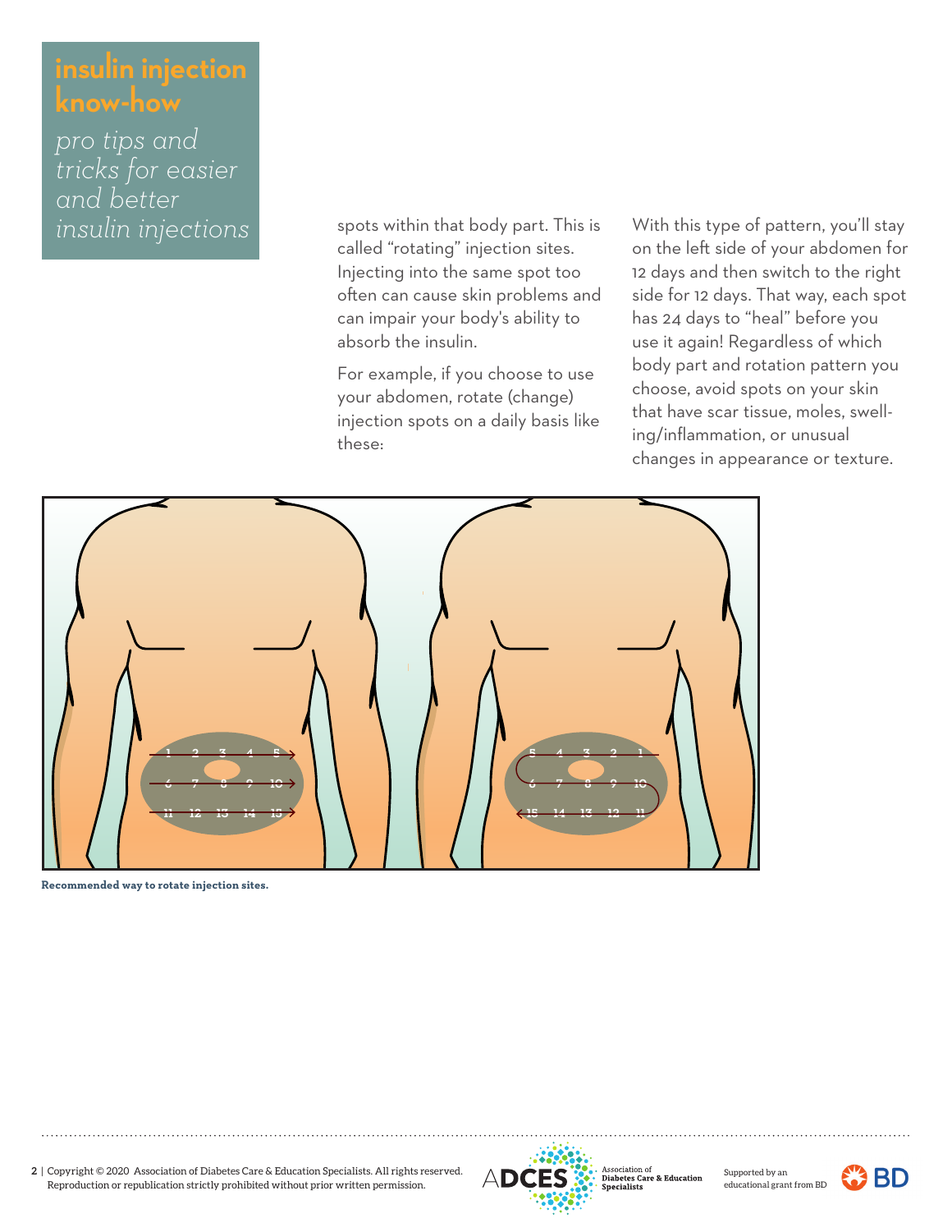## insulin injection know-how

*pro tips and tricks for easier and better insulin injections*

spots within that body part. This is called "rotating" injection sites. Injecting into the same spot too often can cause skin problems and can impair your body's ability to absorb the insulin.

For example, if you choose to use your abdomen, rotate (change) injection spots on a daily basis like these:

With this type of pattern, you'll stay on the left side of your abdomen for 12 days and then switch to the right side for 12 days. That way, each spot has 24 days to "heal" before you use it again! Regardless of which body part and rotation pattern you choose, avoid spots on your skin that have scar tissue, moles, swelling/inflammation, or unusual changes in appearance or texture.

**Recommended way to rotate injection sites.**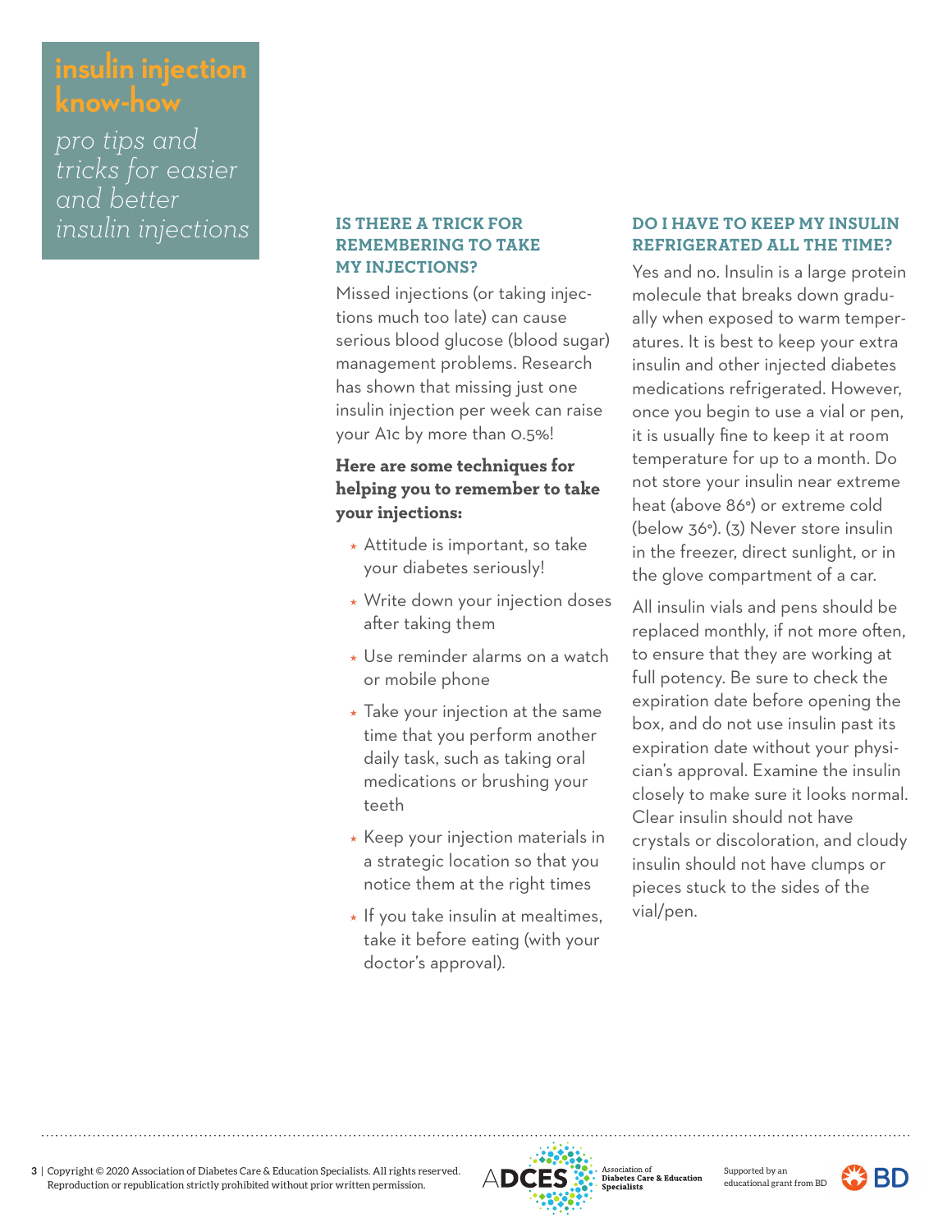# insulin injection know-how

*pro tips and tricks for easier and better insulin injections*

## IS THERE A TRICK FOR REMEMBERING TO TAKE MY INJECTIONS?

Missed injections (or taking injections much too late) can cause serious blood glucose (blood sugar) management problems. Research has shown that missing just one insulin injection per week can raise your A1c by more than 0.5%!

**Here are some techniques for helping you to remember to take your injections:**

- Attitude is important, so take your diabetes seriously!
- Write down your injection doses after taking them
- Use reminder alarms on a watch or mobile phone
- Take your injection at the same time that you perform another daily task, such as taking oral medications or brushing your teeth
- Keep your injection materials in a strategic location so that you notice them at the right times
- If you take insulin at mealtimes, take it before eating (with your doctor's approval).

## DO I HAVE TO KEEP MY INSULIN REFRIGERATED ALL THE TIME?

Yes and no. Insulin is a large protein molecule that breaks down gradually when exposed to warm temperatures. It is best to keep your extra insulin and other injected diabetes medications refrigerated. However, once you begin to use a vial or pen, it is usually fine to keep it at room temperature for up to a month. Do not store your insulin near extreme heat (above 86°) or extreme cold (below 36°). (3) Never store insulin in the freezer, direct sunlight, or in the glove compartment of a car.

All insulin vials and pens should be replaced monthly, if not more often, to ensure that they are working at full potency. Be sure to check the expiration date before opening the box, and do not use insulin past its expiration date without your physician's approval. Examine the insulin closely to make sure it looks normal. Clear insulin should not have crystals or discoloration, and cloudy insulin should not have clumps or pieces stuck to the sides of the vial/pen.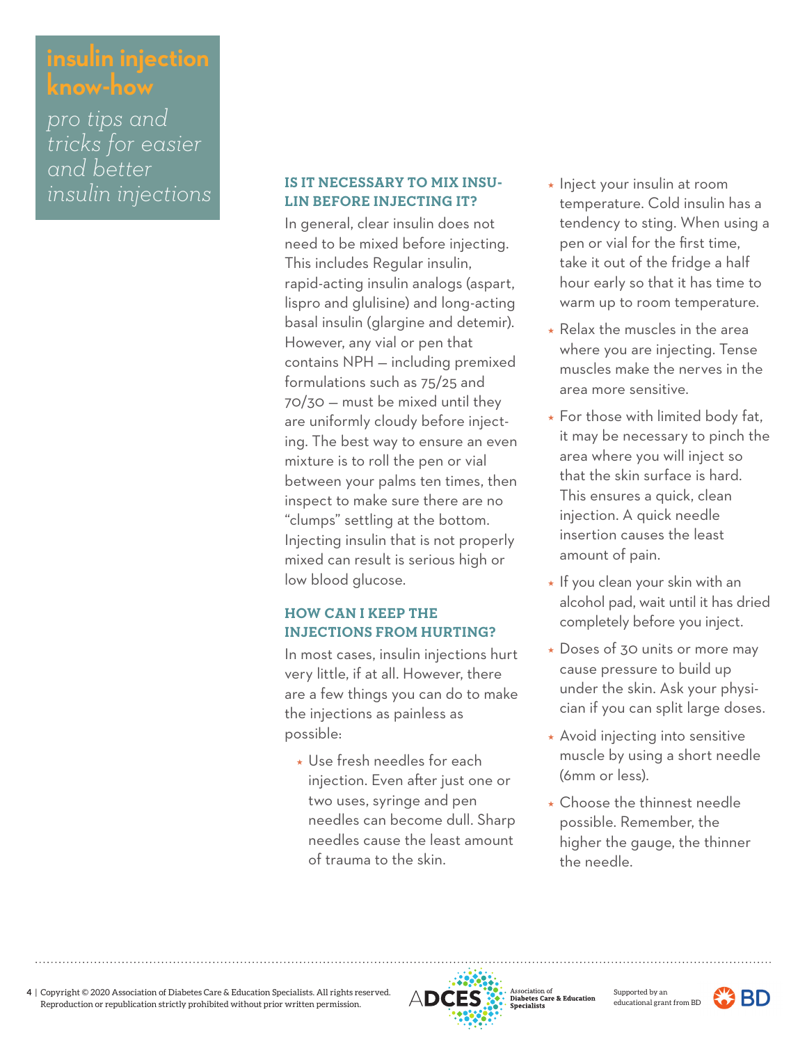# insulin injection know-how

*pro tips and tricks for easier and better insulin injections*

### IS IT NECESSARY TO MIX INSULIN BEFORE INJECTING IT?

In general, clear insulin does not need to be mixed before injecting. This includes Regular insulin, rapid-acting insulin analogs (aspart, lispro and glulisine) and long-acting basal insulin (glargine and detemir). However, any vial or pen that contains NPH — including premixed formulations such as 75/25 and 70/30 — must be mixed until they are uniformly cloudy before injecting. The best way to ensure an even mixture is to roll the pen or vial between your palms ten times, then inspect to make sure there are no "clumps" settling at the bottom. Injecting insulin that is not properly mixed can result is serious high or low blood glucose.

### HOW CAN I KEEP THE INJECTIONS FROM HURTING?

In most cases, insulin injections hurt very little, if at all. However, there are a few things you can do to make the injections as painless as possible:

- Use fresh needles for each injection. Even after just one or two uses, syringe and pen needles can become dull. Sharp needles cause the least amount of trauma to the skin.
- Inject your insulin at room temperature. Cold insulin has a tendency to sting. When using a pen or vial for the first time, take it out of the fridge a half hour early so that it has time to warm up to room temperature.
- Relax the muscles in the area where you are injecting. Tense muscles make the nerves in the area more sensitive.
- For those with limited body fat, it may be necessary to pinch the area where you will inject so that the skin surface is hard. This ensures a quick, clean injection. A quick needle insertion causes the least amount of pain.
- If you clean your skin with an alcohol pad, wait until it has dried completely before you inject.
- Doses of 30 units or more may cause pressure to build up under the skin. Ask your physician if you can split large doses.
- Avoid injecting into sensitive muscle by using a short needle (6mm or less).
- Choose the thinnest needle possible. Remember, the higher the gauge, the thinner the needle.

Copyright © 2020 Association of Diabetes Care & Education Specialists. All rights reserved. Reproduction or republication strictly prohibited without prior written permission.

ADCES Association of Diabetes Care & Education Specialists

Supported by an educational grant from BD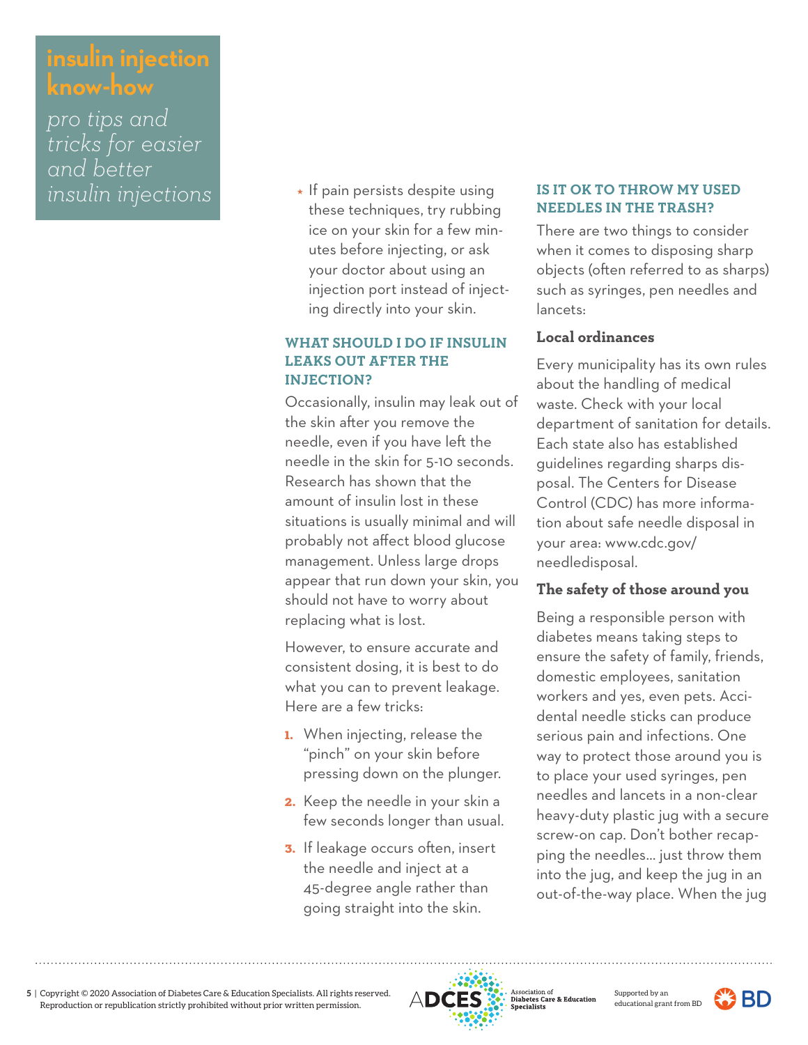# insulin injection know-how

*pro tips and tricks for easier and better insulin injections*

- If pain persists despite using these techniques, try rubbing ice on your skin for a few minutes before injecting, or ask your doctor about using an injection port instead of injecting directly into your skin.

### WHAT SHOULD I DO IF INSULIN LEAKS OUT AFTER THE INJECTION?

Occasionally, insulin may leak out of the skin after you remove the needle, even if you have left the needle in the skin for 5-10 seconds. Research has shown that the amount of insulin lost in these situations is usually minimal and will probably not affect blood glucose management. Unless large drops appear that run down your skin, you should not have to worry about replacing what is lost.

However, to ensure accurate and consistent dosing, it is best to do what you can to prevent leakage. Here are a few tricks:

1. When injecting, release the "pinch" on your skin before pressing down on the plunger.
2. Keep the needle in your skin a few seconds longer than usual.
3. If leakage occurs often, insert the needle and inject at a 45-degree angle rather than going straight into the skin.

### IS IT OK TO THROW MY USED NEEDLES IN THE TRASH?

There are two things to consider when it comes to disposing sharp objects (often referred to as sharps) such as syringes, pen needles and lancets:

**Local ordinances**

Every municipality has its own rules about the handling of medical waste. Check with your local department of sanitation for details. Each state also has established guidelines regarding sharps disposal. The Centers for Disease Control (CDC) has more information about safe needle disposal in your area: www.cdc.gov/needledisposal.

**The safety of those around you**

Being a responsible person with diabetes means taking steps to ensure the safety of family, friends, domestic employees, sanitation workers and yes, even pets. Accidental needle sticks can produce serious pain and infections. One way to protect those around you is to place your used syringes, pen needles and lancets in a non-clear heavy-duty plastic jug with a secure screw-on cap. Don't bother recapping the needles... just throw them into the jug, and keep the jug in an out-of-the-way place. When the jug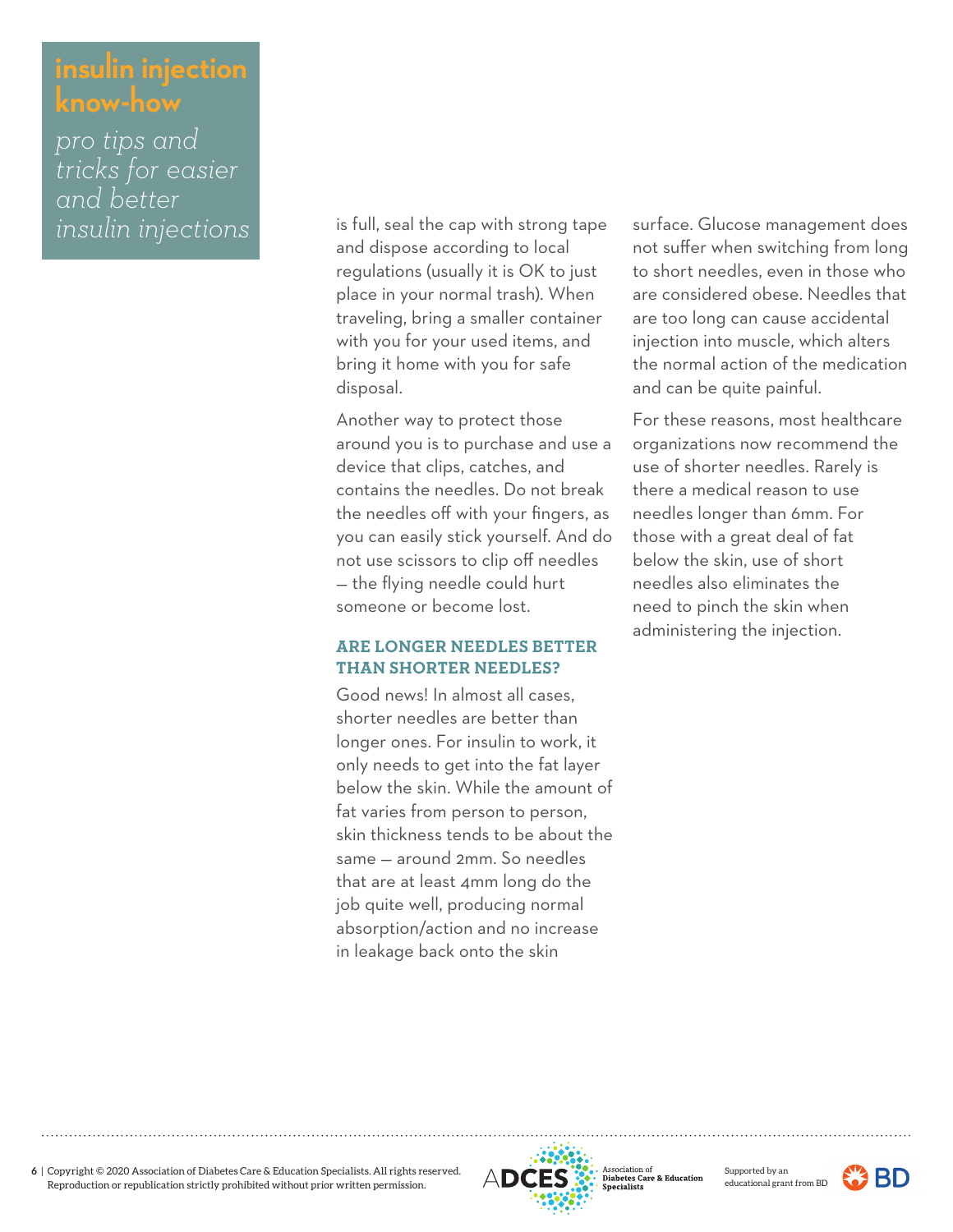is full, seal the cap with strong tape and dispose according to local regulations (usually it is OK to just place in your normal trash). When traveling, bring a smaller container with you for your used items, and bring it home with you for safe disposal.

Another way to protect those around you is to purchase and use a device that clips, catches, and contains the needles. Do not break the needles off with your fingers, as you can easily stick yourself. And do not use scissors to clip off needles — the flying needle could hurt someone or become lost.

## ARE LONGER NEEDLES BETTER THAN SHORTER NEEDLES?

Good news! In almost all cases, shorter needles are better than longer ones. For insulin to work, it only needs to get into the fat layer below the skin. While the amount of fat varies from person to person, skin thickness tends to be about the same — around 2mm. So needles that are at least 4mm long do the job quite well, producing normal absorption/action and no increase in leakage back onto the skin surface. Glucose management does not suffer when switching from long to short needles, even in those who are considered obese. Needles that are too long can cause accidental injection into muscle, which alters the normal action of the medication and can be quite painful.

For these reasons, most healthcare organizations now recommend the use of shorter needles. Rarely is there a medical reason to use needles longer than 6mm. For those with a great deal of fat below the skin, use of short needles also eliminates the need to pinch the skin when administering the injection.

Copyright © 2020 Association of Diabetes Care & Education Specialists. All rights reserved. Reproduction or republication strictly prohibited without prior written permission.

Supported by an educational grant from BD